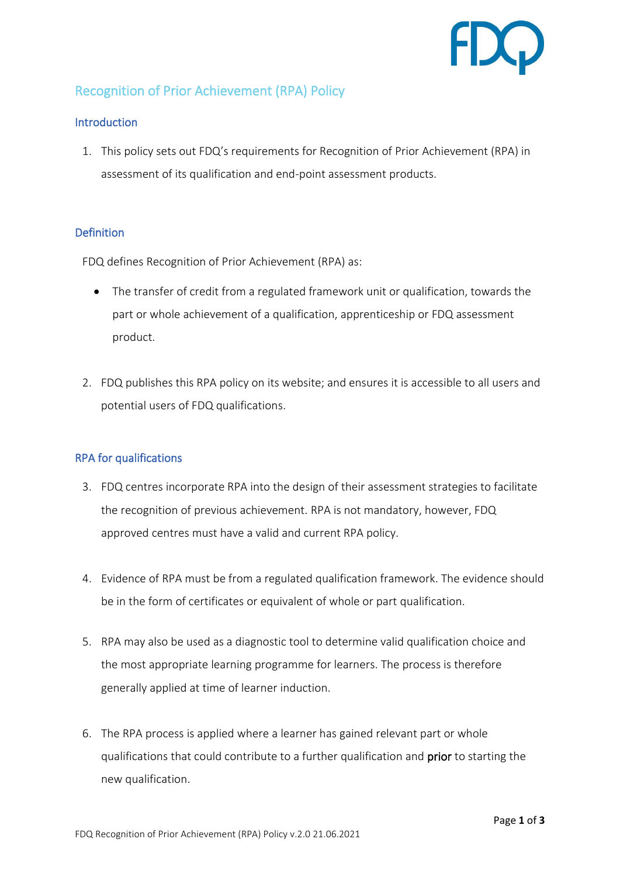# Recognition of Prior Achievement (RPA) Policy

## Introduction

1. This policy sets out FDQ's requirements for Recognition of Prior Achievement (RPA) in assessment of its qualification and end-point assessment products.

## Definition

FDQ defines Recognition of Prior Achievement (RPA) as:

- The transfer of credit from a regulated framework unit or qualification, towards the part or whole achievement of a qualification, apprenticeship or FDQ assessment product.

2. FDQ publishes this RPA policy on its website; and ensures it is accessible to all users and potential users of FDQ qualifications.

## RPA for qualifications

3. FDQ centres incorporate RPA into the design of their assessment strategies to facilitate the recognition of previous achievement. RPA is not mandatory, however, FDQ approved centres must have a valid and current RPA policy.

4. Evidence of RPA must be from a regulated qualification framework. The evidence should be in the form of certificates or equivalent of whole or part qualification.

5. RPA may also be used as a diagnostic tool to determine valid qualification choice and the most appropriate learning programme for learners. The process is therefore generally applied at time of learner induction.

6. The RPA process is applied where a learner has gained relevant part or whole qualifications that could contribute to a further qualification and **prior** to starting the new qualification.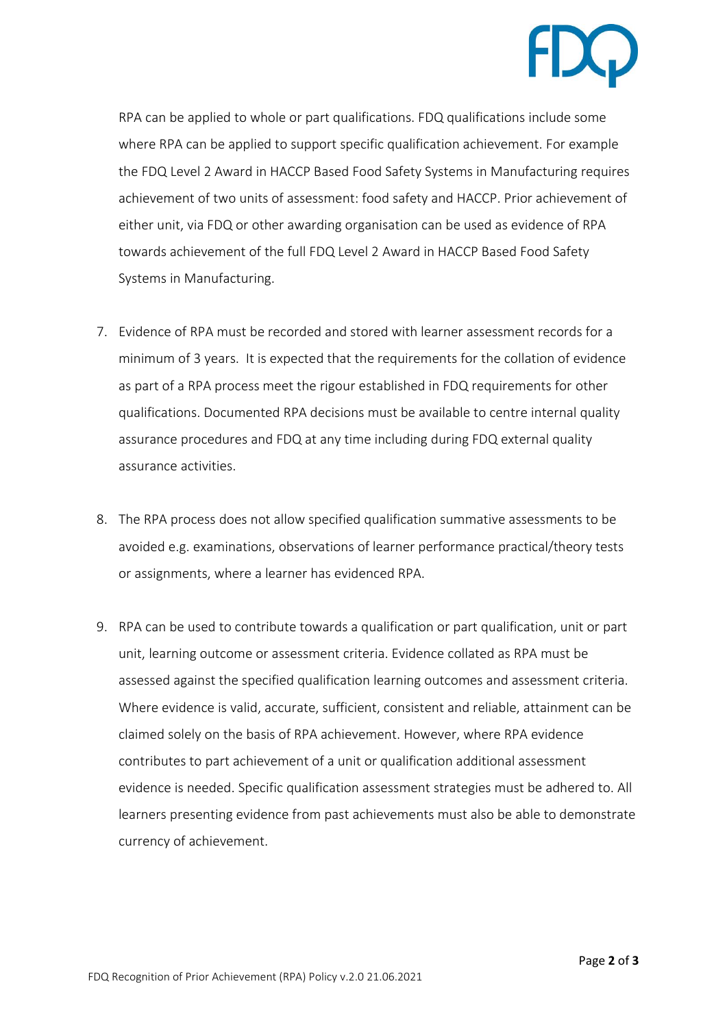RPA can be applied to whole or part qualifications. FDQ qualifications include some where RPA can be applied to support specific qualification achievement. For example the FDQ Level 2 Award in HACCP Based Food Safety Systems in Manufacturing requires achievement of two units of assessment: food safety and HACCP. Prior achievement of either unit, via FDQ or other awarding organisation can be used as evidence of RPA towards achievement of the full FDQ Level 2 Award in HACCP Based Food Safety Systems in Manufacturing.

7. Evidence of RPA must be recorded and stored with learner assessment records for a minimum of 3 years. It is expected that the requirements for the collation of evidence as part of a RPA process meet the rigour established in FDQ requirements for other qualifications. Documented RPA decisions must be available to centre internal quality assurance procedures and FDQ at any time including during FDQ external quality assurance activities.

8. The RPA process does not allow specified qualification summative assessments to be avoided e.g. examinations, observations of learner performance practical/theory tests or assignments, where a learner has evidenced RPA.

9. RPA can be used to contribute towards a qualification or part qualification, unit or part unit, learning outcome or assessment criteria. Evidence collated as RPA must be assessed against the specified qualification learning outcomes and assessment criteria. Where evidence is valid, accurate, sufficient, consistent and reliable, attainment can be claimed solely on the basis of RPA achievement. However, where RPA evidence contributes to part achievement of a unit or qualification additional assessment evidence is needed. Specific qualification assessment strategies must be adhered to. All learners presenting evidence from past achievements must also be able to demonstrate currency of achievement.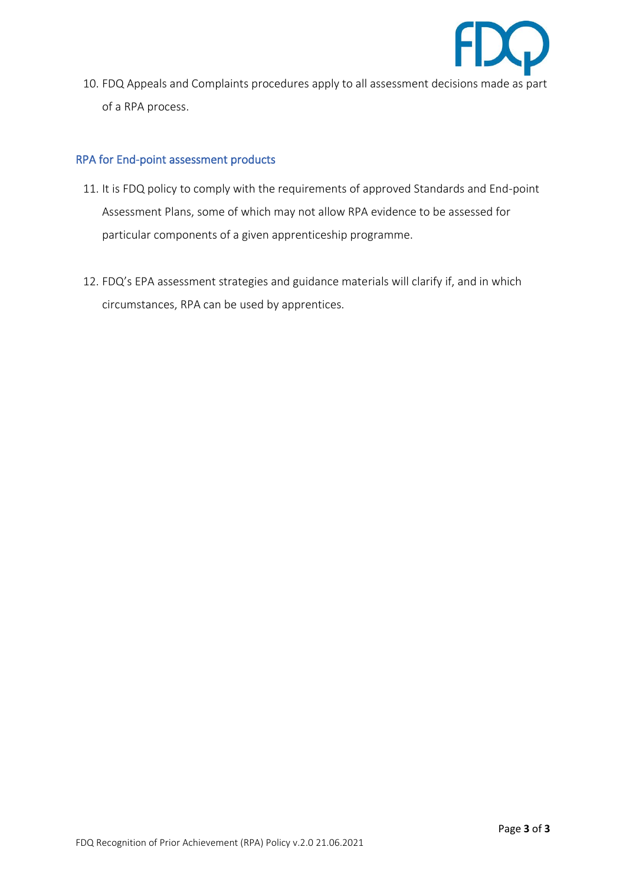10. FDQ Appeals and Complaints procedures apply to all assessment decisions made as part of a RPA process.

## RPA for End-point assessment products

11. It is FDQ policy to comply with the requirements of approved Standards and End-point Assessment Plans, some of which may not allow RPA evidence to be assessed for particular components of a given apprenticeship programme.

12. FDQ's EPA assessment strategies and guidance materials will clarify if, and in which circumstances, RPA can be used by apprentices.